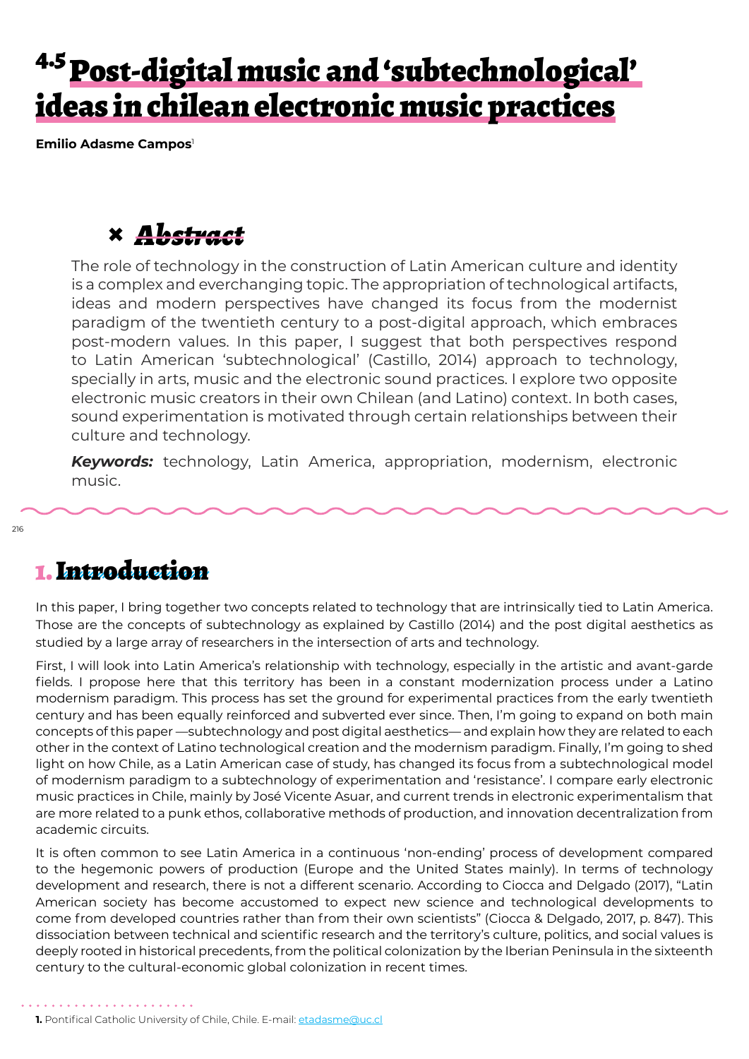# 4.5 Post-digital music and 'subtechnological' ideas in chilean electronic music practices

**Emilio Adasme Campos**[1]

## Abstract

The role of technology in the construction of Latin American culture and identity is a complex and everchanging topic. The appropriation of technological artifacts, ideas and modern perspectives have changed its focus from the modernist paradigm of the twentieth century to a post-digital approach, which embraces post-modern values. In this paper, I suggest that both perspectives respond to Latin American 'subtechnological' (Castillo, 2014) approach to technology, specially in arts, music and the electronic sound practices. I explore two opposite electronic music creators in their own Chilean (and Latino) context. In both cases, sound experimentation is motivated through certain relationships between their culture and technology.

***Keywords:*** technology, Latin America, appropriation, modernism, electronic music.

## 1. Introduction

In this paper, I bring together two concepts related to technology that are intrinsically tied to Latin America. Those are the concepts of subtechnology as explained by Castillo (2014) and the post digital aesthetics as studied by a large array of researchers in the intersection of arts and technology.

First, I will look into Latin America's relationship with technology, especially in the artistic and avant-garde fields. I propose here that this territory has been in a constant modernization process under a Latino modernism paradigm. This process has set the ground for experimental practices from the early twentieth century and has been equally reinforced and subverted ever since. Then, I'm going to expand on both main concepts of this paper —subtechnology and post digital aesthetics— and explain how they are related to each other in the context of Latino technological creation and the modernism paradigm. Finally, I'm going to shed light on how Chile, as a Latin American case of study, has changed its focus from a subtechnological model of modernism paradigm to a subtechnology of experimentation and 'resistance'. I compare early electronic music practices in Chile, mainly by José Vicente Asuar, and current trends in electronic experimentalism that are more related to a punk ethos, collaborative methods of production, and innovation decentralization from academic circuits.

It is often common to see Latin America in a continuous 'non-ending' process of development compared to the hegemonic powers of production (Europe and the United States mainly). In terms of technology development and research, there is not a different scenario. According to Ciocca and Delgado (2017), "Latin American society has become accustomed to expect new science and technological developments to come from developed countries rather than from their own scientists" (Ciocca & Delgado, 2017, p. 847). This dissociation between technical and scientific research and the territory's culture, politics, and social values is deeply rooted in historical precedents, from the political colonization by the Iberian Peninsula in the sixteenth century to the cultural-economic global colonization in recent times.

**1.** Pontifical Catholic University of Chile, Chile. E-mail: etadasme@uc.cl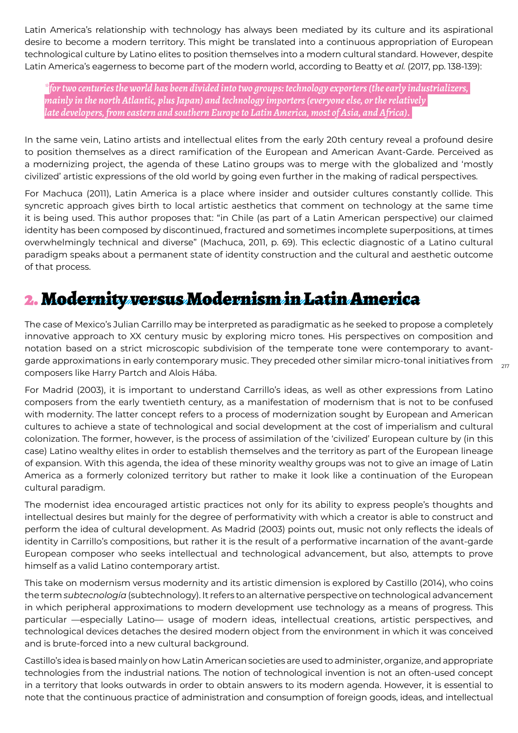Latin America's relationship with technology has always been mediated by its culture and its aspirational desire to become a modern territory. This might be translated into a continuous appropriation of European technological culture by Latino elites to position themselves into a modern cultural standard. However, despite Latin America's eagerness to become part of the modern world, according to Beatty et *al.* (2017, pp. 138-139):

> *"for two centuries the world has been divided into two groups: technology exporters (the early industrializers, mainly in the north Atlantic, plus Japan) and technology importers (everyone else, or the relatively late developers, from eastern and southern Europe to Latin America, most of Asia, and Africa).*

In the same vein, Latino artists and intellectual elites from the early 20th century reveal a profound desire to position themselves as a direct ramification of the European and American Avant-Garde. Perceived as a modernizing project, the agenda of these Latino groups was to merge with the globalized and 'mostly civilized' artistic expressions of the old world by going even further in the making of radical perspectives.

For Machuca (2011), Latin America is a place where insider and outsider cultures constantly collide. This syncretic approach gives birth to local artistic aesthetics that comment on technology at the same time it is being used. This author proposes that: "in Chile (as part of a Latin American perspective) our claimed identity has been composed by discontinued, fractured and sometimes incomplete superpositions, at times overwhelmingly technical and diverse" (Machuca, 2011, p. 69). This eclectic diagnostic of a Latino cultural paradigm speaks about a permanent state of identity construction and the cultural and aesthetic outcome of that process.

## 2. Modernity versus Modernism in Latin America

The case of Mexico's Julian Carrillo may be interpreted as paradigmatic as he seeked to propose a completely innovative approach to XX century music by exploring micro tones. His perspectives on composition and notation based on a strict microscopic subdivision of the temperate tone were contemporary to avant-garde approximations in early contemporary music. They preceded other similar micro-tonal initiatives from composers like Harry Partch and Alois Hába.

For Madrid (2003), it is important to understand Carrillo's ideas, as well as other expressions from Latino composers from the early twentieth century, as a manifestation of modernism that is not to be confused with modernity. The latter concept refers to a process of modernization sought by European and American cultures to achieve a state of technological and social development at the cost of imperialism and cultural colonization. The former, however, is the process of assimilation of the 'civilized' European culture by (in this case) Latino wealthy elites in order to establish themselves and the territory as part of the European lineage of expansion. With this agenda, the idea of these minority wealthy groups was not to give an image of Latin America as a formerly colonized territory but rather to make it look like a continuation of the European cultural paradigm.

The modernist idea encouraged artistic practices not only for its ability to express people's thoughts and intellectual desires but mainly for the degree of performativity with which a creator is able to construct and perform the idea of cultural development. As Madrid (2003) points out, music not only reflects the ideals of identity in Carrillo's compositions, but rather it is the result of a performative incarnation of the avant-garde European composer who seeks intellectual and technological advancement, but also, attempts to prove himself as a valid Latino contemporary artist.

This take on modernism versus modernity and its artistic dimension is explored by Castillo (2014), who coins the term *subtecnología* (subtechnology). It refers to an alternative perspective on technological advancement in which peripheral approximations to modern development use technology as a means of progress. This particular —especially Latino— usage of modern ideas, intellectual creations, artistic perspectives, and technological devices detaches the desired modern object from the environment in which it was conceived and is brute-forced into a new cultural background.

Castillo's idea is based mainly on how Latin American societies are used to administer, organize, and appropriate technologies from the industrial nations. The notion of technological invention is not an often-used concept in a territory that looks outwards in order to obtain answers to its modern agenda. However, it is essential to note that the continuous practice of administration and consumption of foreign goods, ideas, and intellectual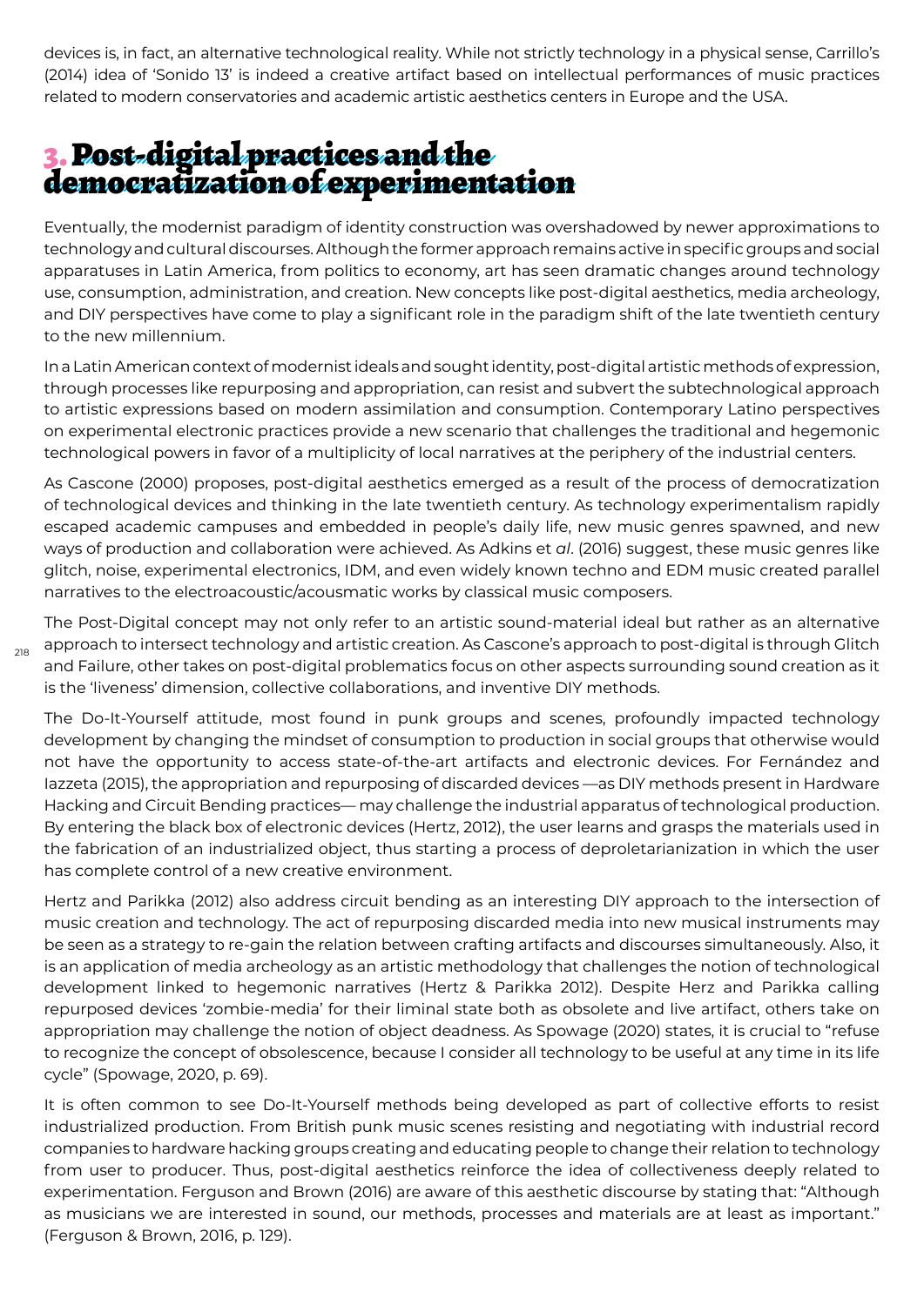devices is, in fact, an alternative technological reality. While not strictly technology in a physical sense, Carrillo's (2014) idea of 'Sonido 13' is indeed a creative artifact based on intellectual performances of music practices related to modern conservatories and academic artistic aesthetics centers in Europe and the USA.

## 3. Post-digital practices and the democratization of experimentation

Eventually, the modernist paradigm of identity construction was overshadowed by newer approximations to technology and cultural discourses. Although the former approach remains active in specific groups and social apparatuses in Latin America, from politics to economy, art has seen dramatic changes around technology use, consumption, administration, and creation. New concepts like post-digital aesthetics, media archeology, and DIY perspectives have come to play a significant role in the paradigm shift of the late twentieth century to the new millennium.

In a Latin American context of modernist ideals and sought identity, post-digital artistic methods of expression, through processes like repurposing and appropriation, can resist and subvert the subtechnological approach to artistic expressions based on modern assimilation and consumption. Contemporary Latino perspectives on experimental electronic practices provide a new scenario that challenges the traditional and hegemonic technological powers in favor of a multiplicity of local narratives at the periphery of the industrial centers.

As Cascone (2000) proposes, post-digital aesthetics emerged as a result of the process of democratization of technological devices and thinking in the late twentieth century. As technology experimentalism rapidly escaped academic campuses and embedded in people's daily life, new music genres spawned, and new ways of production and collaboration were achieved. As Adkins et *al*. (2016) suggest, these music genres like glitch, noise, experimental electronics, IDM, and even widely known techno and EDM music created parallel narratives to the electroacoustic/acousmatic works by classical music composers.

The Post-Digital concept may not only refer to an artistic sound-material ideal but rather as an alternative approach to intersect technology and artistic creation. As Cascone's approach to post-digital is through Glitch and Failure, other takes on post-digital problematics focus on other aspects surrounding sound creation as it is the 'liveness' dimension, collective collaborations, and inventive DIY methods.

The Do-It-Yourself attitude, most found in punk groups and scenes, profoundly impacted technology development by changing the mindset of consumption to production in social groups that otherwise would not have the opportunity to access state-of-the-art artifacts and electronic devices. For Fernández and Iazzeta (2015), the appropriation and repurposing of discarded devices —as DIY methods present in Hardware Hacking and Circuit Bending practices— may challenge the industrial apparatus of technological production. By entering the black box of electronic devices (Hertz, 2012), the user learns and grasps the materials used in the fabrication of an industrialized object, thus starting a process of deproletarianization in which the user has complete control of a new creative environment.

Hertz and Parikka (2012) also address circuit bending as an interesting DIY approach to the intersection of music creation and technology. The act of repurposing discarded media into new musical instruments may be seen as a strategy to re-gain the relation between crafting artifacts and discourses simultaneously. Also, it is an application of media archeology as an artistic methodology that challenges the notion of technological development linked to hegemonic narratives (Hertz & Parikka 2012). Despite Herz and Parikka calling repurposed devices 'zombie-media' for their liminal state both as obsolete and live artifact, others take on appropriation may challenge the notion of object deadness. As Spowage (2020) states, it is crucial to "refuse to recognize the concept of obsolescence, because I consider all technology to be useful at any time in its life cycle" (Spowage, 2020, p. 69).

It is often common to see Do-It-Yourself methods being developed as part of collective efforts to resist industrialized production. From British punk music scenes resisting and negotiating with industrial record companies to hardware hacking groups creating and educating people to change their relation to technology from user to producer. Thus, post-digital aesthetics reinforce the idea of collectiveness deeply related to experimentation. Ferguson and Brown (2016) are aware of this aesthetic discourse by stating that: "Although as musicians we are interested in sound, our methods, processes and materials are at least as important." (Ferguson & Brown, 2016, p. 129).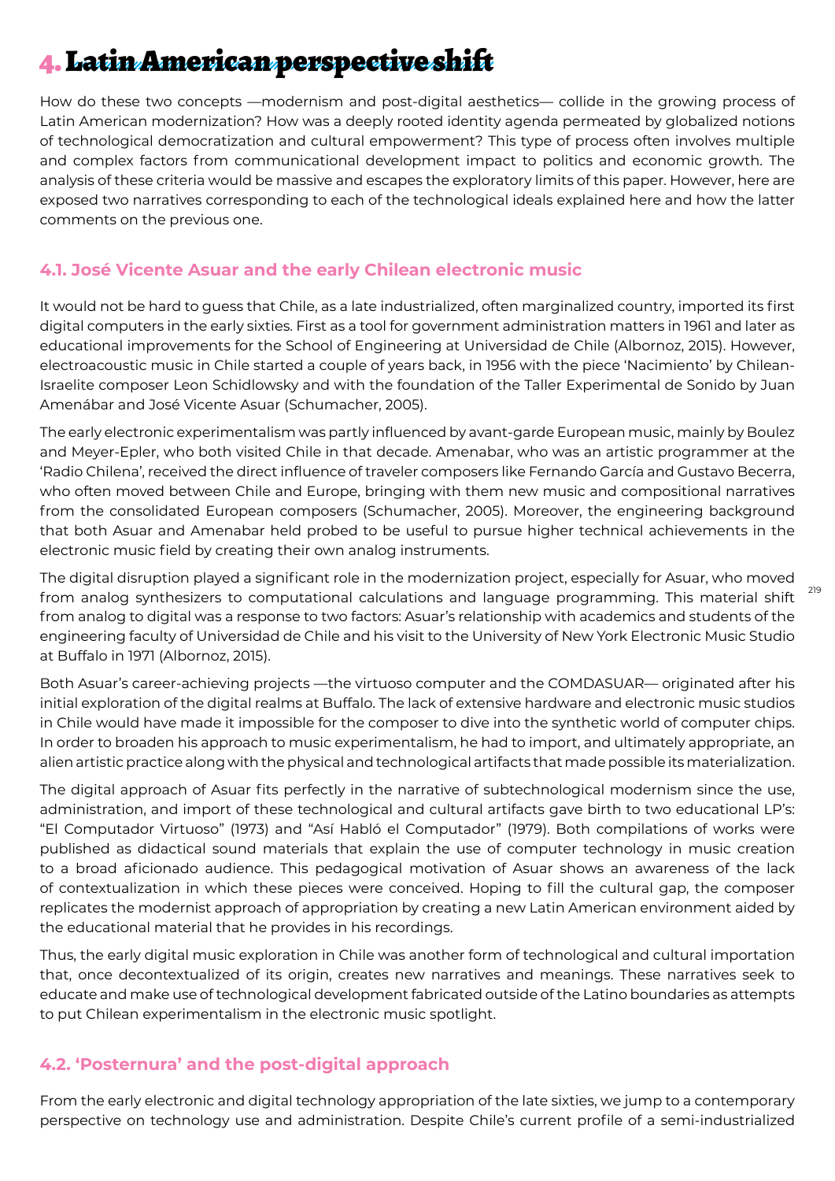# 4. Latin American perspective shift

How do these two concepts —modernism and post-digital aesthetics— collide in the growing process of Latin American modernization? How was a deeply rooted identity agenda permeated by globalized notions of technological democratization and cultural empowerment? This type of process often involves multiple and complex factors from communicational development impact to politics and economic growth. The analysis of these criteria would be massive and escapes the exploratory limits of this paper. However, here are exposed two narratives corresponding to each of the technological ideals explained here and how the latter comments on the previous one.

## 4.1. José Vicente Asuar and the early Chilean electronic music

It would not be hard to guess that Chile, as a late industrialized, often marginalized country, imported its first digital computers in the early sixties. First as a tool for government administration matters in 1961 and later as educational improvements for the School of Engineering at Universidad de Chile (Albornoz, 2015). However, electroacoustic music in Chile started a couple of years back, in 1956 with the piece 'Nacimiento' by Chilean-Israelite composer Leon Schidlowsky and with the foundation of the Taller Experimental de Sonido by Juan Amenábar and José Vicente Asuar (Schumacher, 2005).

The early electronic experimentalism was partly influenced by avant-garde European music, mainly by Boulez and Meyer-Epler, who both visited Chile in that decade. Amenabar, who was an artistic programmer at the 'Radio Chilena', received the direct influence of traveler composers like Fernando García and Gustavo Becerra, who often moved between Chile and Europe, bringing with them new music and compositional narratives from the consolidated European composers (Schumacher, 2005). Moreover, the engineering background that both Asuar and Amenabar held probed to be useful to pursue higher technical achievements in the electronic music field by creating their own analog instruments.

The digital disruption played a significant role in the modernization project, especially for Asuar, who moved from analog synthesizers to computational calculations and language programming. This material shift from analog to digital was a response to two factors: Asuar's relationship with academics and students of the engineering faculty of Universidad de Chile and his visit to the University of New York Electronic Music Studio at Buffalo in 1971 (Albornoz, 2015).

Both Asuar's career-achieving projects —the virtuoso computer and the COMDASUAR— originated after his initial exploration of the digital realms at Buffalo. The lack of extensive hardware and electronic music studios in Chile would have made it impossible for the composer to dive into the synthetic world of computer chips. In order to broaden his approach to music experimentalism, he had to import, and ultimately appropriate, an alien artistic practice along with the physical and technological artifacts that made possible its materialization.

The digital approach of Asuar fits perfectly in the narrative of subtechnological modernism since the use, administration, and import of these technological and cultural artifacts gave birth to two educational LP's: "El Computador Virtuoso" (1973) and "Así Habló el Computador" (1979). Both compilations of works were published as didactical sound materials that explain the use of computer technology in music creation to a broad aficionado audience. This pedagogical motivation of Asuar shows an awareness of the lack of contextualization in which these pieces were conceived. Hoping to fill the cultural gap, the composer replicates the modernist approach of appropriation by creating a new Latin American environment aided by the educational material that he provides in his recordings.

Thus, the early digital music exploration in Chile was another form of technological and cultural importation that, once decontextualized of its origin, creates new narratives and meanings. These narratives seek to educate and make use of technological development fabricated outside of the Latino boundaries as attempts to put Chilean experimentalism in the electronic music spotlight.

## 4.2. 'Posternura' and the post-digital approach

From the early electronic and digital technology appropriation of the late sixties, we jump to a contemporary perspective on technology use and administration. Despite Chile's current profile of a semi-industrialized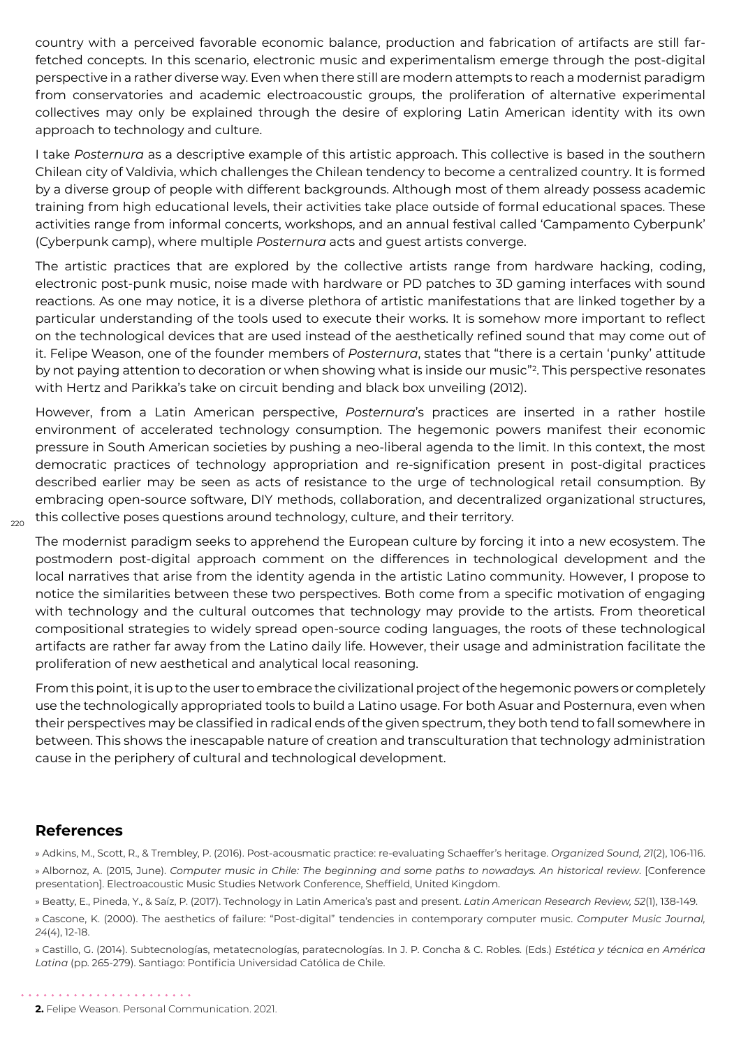country with a perceived favorable economic balance, production and fabrication of artifacts are still far-fetched concepts. In this scenario, electronic music and experimentalism emerge through the post-digital perspective in a rather diverse way. Even when there still are modern attempts to reach a modernist paradigm from conservatories and academic electroacoustic groups, the proliferation of alternative experimental collectives may only be explained through the desire of exploring Latin American identity with its own approach to technology and culture.

I take *Posternura* as a descriptive example of this artistic approach. This collective is based in the southern Chilean city of Valdivia, which challenges the Chilean tendency to become a centralized country. It is formed by a diverse group of people with different backgrounds. Although most of them already possess academic training from high educational levels, their activities take place outside of formal educational spaces. These activities range from informal concerts, workshops, and an annual festival called 'Campamento Cyberpunk' (Cyberpunk camp), where multiple *Posternura* acts and guest artists converge.

The artistic practices that are explored by the collective artists range from hardware hacking, coding, electronic post-punk music, noise made with hardware or PD patches to 3D gaming interfaces with sound reactions. As one may notice, it is a diverse plethora of artistic manifestations that are linked together by a particular understanding of the tools used to execute their works. It is somehow more important to reflect on the technological devices that are used instead of the aesthetically refined sound that may come out of it. Felipe Weason, one of the founder members of *Posternura*, states that "there is a certain 'punky' attitude by not paying attention to decoration or when showing what is inside our music"[2]. This perspective resonates with Hertz and Parikka's take on circuit bending and black box unveiling (2012).

However, from a Latin American perspective, *Posternura*'s practices are inserted in a rather hostile environment of accelerated technology consumption. The hegemonic powers manifest their economic pressure in South American societies by pushing a neo-liberal agenda to the limit. In this context, the most democratic practices of technology appropriation and re-signification present in post-digital practices described earlier may be seen as acts of resistance to the urge of technological retail consumption. By embracing open-source software, DIY methods, collaboration, and decentralized organizational structures, this collective poses questions around technology, culture, and their territory.

The modernist paradigm seeks to apprehend the European culture by forcing it into a new ecosystem. The postmodern post-digital approach comment on the differences in technological development and the local narratives that arise from the identity agenda in the artistic Latino community. However, I propose to notice the similarities between these two perspectives. Both come from a specific motivation of engaging with technology and the cultural outcomes that technology may provide to the artists. From theoretical compositional strategies to widely spread open-source coding languages, the roots of these technological artifacts are rather far away from the Latino daily life. However, their usage and administration facilitate the proliferation of new aesthetical and analytical local reasoning.

From this point, it is up to the user to embrace the civilizational project of the hegemonic powers or completely use the technologically appropriated tools to build a Latino usage. For both Asuar and Posternura, even when their perspectives may be classified in radical ends of the given spectrum, they both tend to fall somewhere in between. This shows the inescapable nature of creation and transculturation that technology administration cause in the periphery of cultural and technological development.

## References

» Adkins, M., Scott, R., & Trembley, P. (2016). Post-acousmatic practice: re-evaluating Schaeffer's heritage. *Organized Sound, 21*(2), 106-116.

» Albornoz, A. (2015, June). *Computer music in Chile: The beginning and some paths to nowadays. An historical review*. [Conference presentation]. Electroacoustic Music Studies Network Conference, Sheffield, United Kingdom.

» Beatty, E., Pineda, Y., & Saíz, P. (2017). Technology in Latin America's past and present. *Latin American Research Review, 52*(1), 138-149.

» Cascone, K. (2000). The aesthetics of failure: "Post-digital" tendencies in contemporary computer music. *Computer Music Journal, 24*(4), 12-18.

» Castillo, G. (2014). Subtecnologías, metatecnologías, paratecnologías. In J. P. Concha & C. Robles. (Eds.) *Estética y técnica en América Latina* (pp. 265-279). Santiago: Pontificia Universidad Católica de Chile.

**2.** Felipe Weason. Personal Communication. 2021.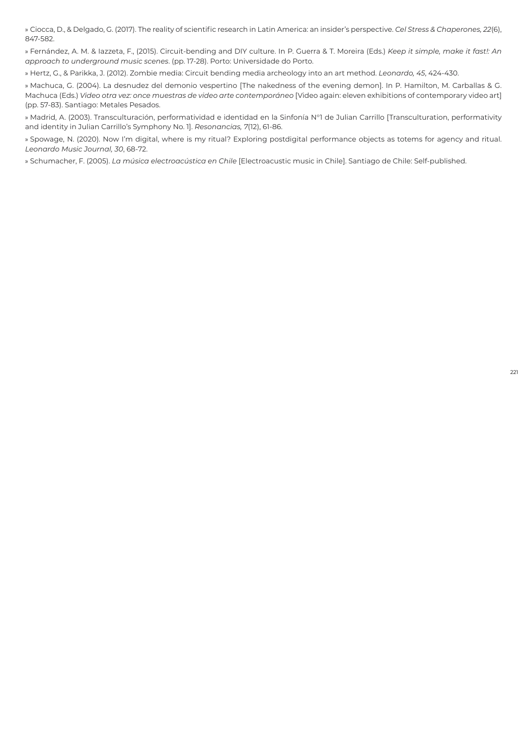» Ciocca, D., & Delgado, G. (2017). The reality of scientific research in Latin America: an insider's perspective. *Cel Stress & Chaperones, 22*(6), 847-582.

» Fernández, A. M. & Iazzeta, F., (2015). Circuit-bending and DIY culture. In P. Guerra & T. Moreira (Eds.) *Keep it simple, make it fast!: An approach to underground music scenes*. (pp. 17-28). Porto: Universidade do Porto.

» Hertz, G., & Parikka, J. (2012). Zombie media: Circuit bending media archeology into an art method. *Leonardo, 45*, 424-430.

» Machuca, G. (2004). La desnudez del demonio vespertino [The nakedness of the evening demon]. In P. Hamilton, M. Carballas & G. Machuca (Eds.) *Video otra vez: once muestras de video arte contemporáneo* [Video again: eleven exhibitions of contemporary video art] (pp. 57-83). Santiago: Metales Pesados.

» Madrid, A. (2003). Transculturación, performatividad e identidad en la Sinfonía N°1 de Julian Carrillo [Transculturation, performativity and identity in Julian Carrillo's Symphony No. 1]. *Resonancias, 7*(12), 61-86.

» Spowage, N. (2020). Now I'm digital, where is my ritual? Exploring postdigital performance objects as totems for agency and ritual. *Leonardo Music Journal, 30*, 68-72.

» Schumacher, F. (2005). *La música electroacústica en Chile* [Electroacustic music in Chile]. Santiago de Chile: Self-published.